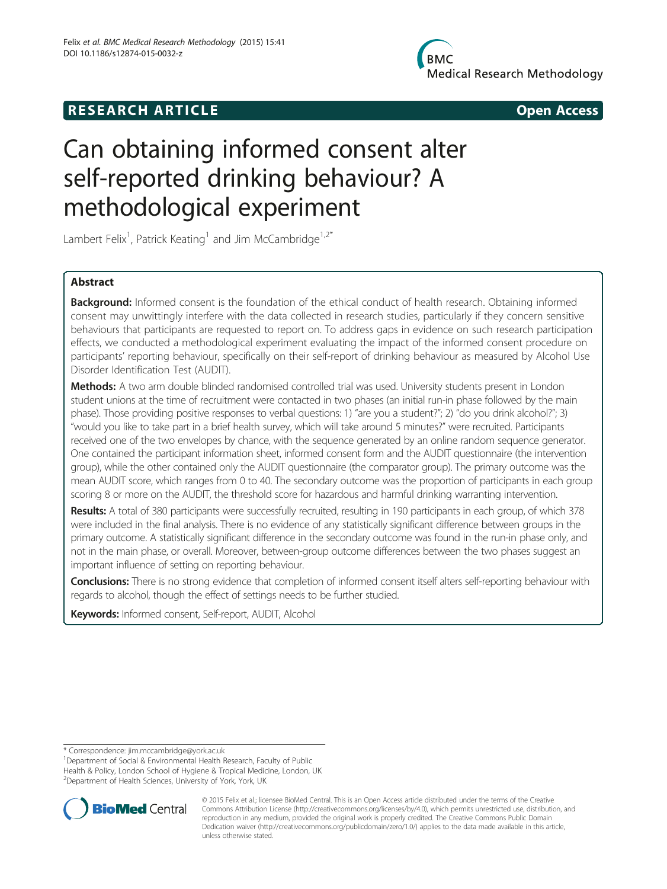**RESEARCH ARTICLE** **Open Access**

# Can obtaining informed consent alter self-reported drinking behaviour? A methodological experiment

Lambert Felix[1], Patrick Keating[1] and Jim McCambridge[1,2*]

## Abstract

**Background:** Informed consent is the foundation of the ethical conduct of health research. Obtaining informed consent may unwittingly interfere with the data collected in research studies, particularly if they concern sensitive behaviours that participants are requested to report on. To address gaps in evidence on such research participation effects, we conducted a methodological experiment evaluating the impact of the informed consent procedure on participants' reporting behaviour, specifically on their self-report of drinking behaviour as measured by Alcohol Use Disorder Identification Test (AUDIT).

**Methods:** A two arm double blinded randomised controlled trial was used. University students present in London student unions at the time of recruitment were contacted in two phases (an initial run-in phase followed by the main phase). Those providing positive responses to verbal questions: 1) "are you a student?"; 2) "do you drink alcohol?"; 3) "would you like to take part in a brief health survey, which will take around 5 minutes?" were recruited. Participants received one of the two envelopes by chance, with the sequence generated by an online random sequence generator. One contained the participant information sheet, informed consent form and the AUDIT questionnaire (the intervention group), while the other contained only the AUDIT questionnaire (the comparator group). The primary outcome was the mean AUDIT score, which ranges from 0 to 40. The secondary outcome was the proportion of participants in each group scoring 8 or more on the AUDIT, the threshold score for hazardous and harmful drinking warranting intervention.

**Results:** A total of 380 participants were successfully recruited, resulting in 190 participants in each group, of which 378 were included in the final analysis. There is no evidence of any statistically significant difference between groups in the primary outcome. A statistically significant difference in the secondary outcome was found in the run-in phase only, and not in the main phase, or overall. Moreover, between-group outcome differences between the two phases suggest an important influence of setting on reporting behaviour.

**Conclusions:** There is no strong evidence that completion of informed consent itself alters self-reporting behaviour with regards to alcohol, though the effect of settings needs to be further studied.

**Keywords:** Informed consent, Self-report, AUDIT, Alcohol

\* Correspondence: jim.mccambridge@york.ac.uk
[1]Department of Social & Environmental Health Research, Faculty of Public Health & Policy, London School of Hygiene & Tropical Medicine, London, UK
[2]Department of Health Sciences, University of York, York, UK

© 2015 Felix et al.; licensee BioMed Central. This is an Open Access article distributed under the terms of the Creative Commons Attribution License (http://creativecommons.org/licenses/by/4.0), which permits unrestricted use, distribution, and reproduction in any medium, provided the original work is properly credited. The Creative Commons Public Domain Dedication waiver (http://creativecommons.org/publicdomain/zero/1.0/) applies to the data made available in this article, unless otherwise stated.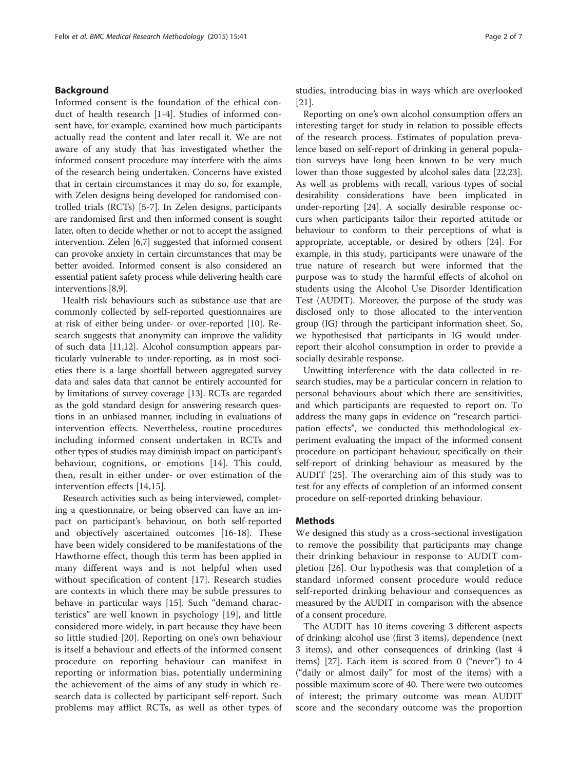## Background

Informed consent is the foundation of the ethical conduct of health research [1-4]. Studies of informed consent have, for example, examined how much participants actually read the content and later recall it. We are not aware of any study that has investigated whether the informed consent procedure may interfere with the aims of the research being undertaken. Concerns have existed that in certain circumstances it may do so, for example, with Zelen designs being developed for randomised controlled trials (RCTs) [5-7]. In Zelen designs, participants are randomised first and then informed consent is sought later, often to decide whether or not to accept the assigned intervention. Zelen [6,7] suggested that informed consent can provoke anxiety in certain circumstances that may be better avoided. Informed consent is also considered an essential patient safety process while delivering health care interventions [8,9].

Health risk behaviours such as substance use that are commonly collected by self-reported questionnaires are at risk of either being under- or over-reported [10]. Research suggests that anonymity can improve the validity of such data [11,12]. Alcohol consumption appears particularly vulnerable to under-reporting, as in most societies there is a large shortfall between aggregated survey data and sales data that cannot be entirely accounted for by limitations of survey coverage [13]. RCTs are regarded as the gold standard design for answering research questions in an unbiased manner, including in evaluations of intervention effects. Nevertheless, routine procedures including informed consent undertaken in RCTs and other types of studies may diminish impact on participant's behaviour, cognitions, or emotions [14]. This could, then, result in either under- or over estimation of the intervention effects [14,15].

Research activities such as being interviewed, completing a questionnaire, or being observed can have an impact on participant's behaviour, on both self-reported and objectively ascertained outcomes [16-18]. These have been widely considered to be manifestations of the Hawthorne effect, though this term has been applied in many different ways and is not helpful when used without specification of content [17]. Research studies are contexts in which there may be subtle pressures to behave in particular ways [15]. Such "demand characteristics" are well known in psychology [19], and little considered more widely, in part because they have been so little studied [20]. Reporting on one's own behaviour is itself a behaviour and effects of the informed consent procedure on reporting behaviour can manifest in reporting or information bias, potentially undermining the achievement of the aims of any study in which research data is collected by participant self-report. Such problems may afflict RCTs, as well as other types of studies, introducing bias in ways which are overlooked [21].

Reporting on one's own alcohol consumption offers an interesting target for study in relation to possible effects of the research process. Estimates of population prevalence based on self-report of drinking in general population surveys have long been known to be very much lower than those suggested by alcohol sales data [22,23]. As well as problems with recall, various types of social desirability considerations have been implicated in under-reporting [24]. A socially desirable response occurs when participants tailor their reported attitude or behaviour to conform to their perceptions of what is appropriate, acceptable, or desired by others [24]. For example, in this study, participants were unaware of the true nature of research but were informed that the purpose was to study the harmful effects of alcohol on students using the Alcohol Use Disorder Identification Test (AUDIT). Moreover, the purpose of the study was disclosed only to those allocated to the intervention group (IG) through the participant information sheet. So, we hypothesised that participants in IG would under-report their alcohol consumption in order to provide a socially desirable response.

Unwitting interference with the data collected in research studies, may be a particular concern in relation to personal behaviours about which there are sensitivities, and which participants are requested to report on. To address the many gaps in evidence on "research participation effects", we conducted this methodological experiment evaluating the impact of the informed consent procedure on participant behaviour, specifically on their self-report of drinking behaviour as measured by the AUDIT [25]. The overarching aim of this study was to test for any effects of completion of an informed consent procedure on self-reported drinking behaviour.

## Methods

We designed this study as a cross-sectional investigation to remove the possibility that participants may change their drinking behaviour in response to AUDIT completion [26]. Our hypothesis was that completion of a standard informed consent procedure would reduce self-reported drinking behaviour and consequences as measured by the AUDIT in comparison with the absence of a consent procedure.

The AUDIT has 10 items covering 3 different aspects of drinking: alcohol use (first 3 items), dependence (next 3 items), and other consequences of drinking (last 4 items) [27]. Each item is scored from 0 ("never") to 4 ("daily or almost daily" for most of the items) with a possible maximum score of 40. There were two outcomes of interest; the primary outcome was mean AUDIT score and the secondary outcome was the proportion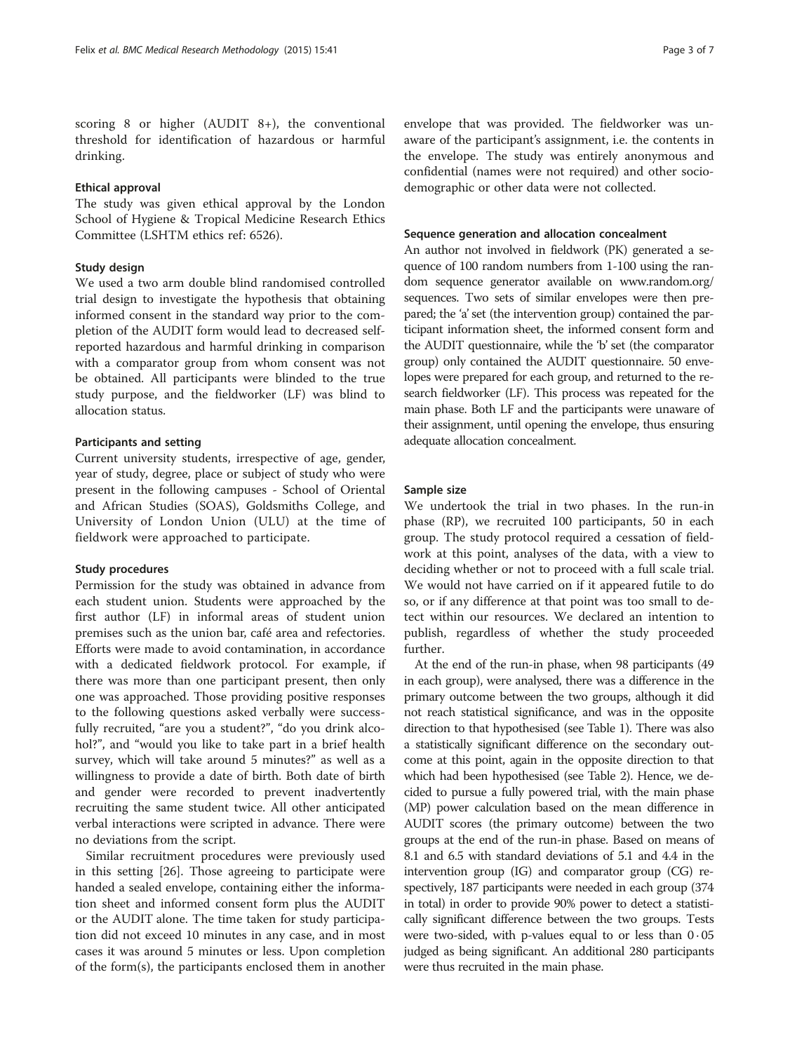scoring 8 or higher (AUDIT 8+), the conventional threshold for identification of hazardous or harmful drinking.

### Ethical approval

The study was given ethical approval by the London School of Hygiene & Tropical Medicine Research Ethics Committee (LSHTM ethics ref: 6526).

### Study design

We used a two arm double blind randomised controlled trial design to investigate the hypothesis that obtaining informed consent in the standard way prior to the completion of the AUDIT form would lead to decreased self-reported hazardous and harmful drinking in comparison with a comparator group from whom consent was not be obtained. All participants were blinded to the true study purpose, and the fieldworker (LF) was blind to allocation status.

### Participants and setting

Current university students, irrespective of age, gender, year of study, degree, place or subject of study who were present in the following campuses - School of Oriental and African Studies (SOAS), Goldsmiths College, and University of London Union (ULU) at the time of fieldwork were approached to participate.

### Study procedures

Permission for the study was obtained in advance from each student union. Students were approached by the first author (LF) in informal areas of student union premises such as the union bar, café area and refectories. Efforts were made to avoid contamination, in accordance with a dedicated fieldwork protocol. For example, if there was more than one participant present, then only one was approached. Those providing positive responses to the following questions asked verbally were successfully recruited, "are you a student?", "do you drink alcohol?", and "would you like to take part in a brief health survey, which will take around 5 minutes?" as well as a willingness to provide a date of birth. Both date of birth and gender were recorded to prevent inadvertently recruiting the same student twice. All other anticipated verbal interactions were scripted in advance. There were no deviations from the script.

Similar recruitment procedures were previously used in this setting [26]. Those agreeing to participate were handed a sealed envelope, containing either the information sheet and informed consent form plus the AUDIT or the AUDIT alone. The time taken for study participation did not exceed 10 minutes in any case, and in most cases it was around 5 minutes or less. Upon completion of the form(s), the participants enclosed them in another envelope that was provided. The fieldworker was unaware of the participant's assignment, i.e. the contents in the envelope. The study was entirely anonymous and confidential (names were not required) and other socio-demographic or other data were not collected.

### Sequence generation and allocation concealment

An author not involved in fieldwork (PK) generated a sequence of 100 random numbers from 1-100 using the random sequence generator available on www.random.org/sequences. Two sets of similar envelopes were then prepared; the 'a' set (the intervention group) contained the participant information sheet, the informed consent form and the AUDIT questionnaire, while the 'b' set (the comparator group) only contained the AUDIT questionnaire. 50 envelopes were prepared for each group, and returned to the research fieldworker (LF). This process was repeated for the main phase. Both LF and the participants were unaware of their assignment, until opening the envelope, thus ensuring adequate allocation concealment.

### Sample size

We undertook the trial in two phases. In the run-in phase (RP), we recruited 100 participants, 50 in each group. The study protocol required a cessation of fieldwork at this point, analyses of the data, with a view to deciding whether or not to proceed with a full scale trial. We would not have carried on if it appeared futile to do so, or if any difference at that point was too small to detect within our resources. We declared an intention to publish, regardless of whether the study proceeded further.

At the end of the run-in phase, when 98 participants (49 in each group), were analysed, there was a difference in the primary outcome between the two groups, although it did not reach statistical significance, and was in the opposite direction to that hypothesised (see Table 1). There was also a statistically significant difference on the secondary outcome at this point, again in the opposite direction to that which had been hypothesised (see Table 2). Hence, we decided to pursue a fully powered trial, with the main phase (MP) power calculation based on the mean difference in AUDIT scores (the primary outcome) between the two groups at the end of the run-in phase. Based on means of 8.1 and 6.5 with standard deviations of 5.1 and 4.4 in the intervention group (IG) and comparator group (CG) respectively, 187 participants were needed in each group (374 in total) in order to provide 90% power to detect a statistically significant difference between the two groups. Tests were two-sided, with p-values equal to or less than $0 \cdot 05$ judged as being significant. An additional 280 participants were thus recruited in the main phase.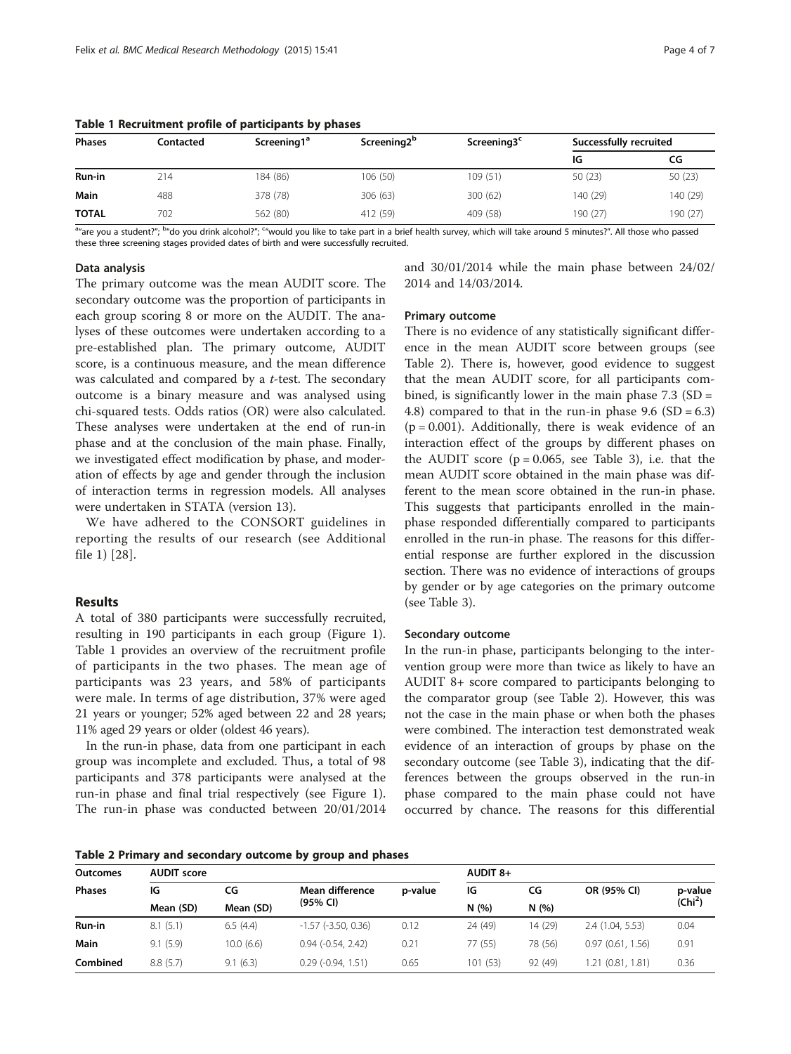**Table 1 Recruitment profile of participants by phases**

| Phases | Contacted | Screening1[a] | Screening2[b] | Screening3[c] | Successfully recruited | |
|---|---|---|---|---|---|---|
| | | | | | IG | CG |
| **Run-in** | 214 | 184 (86) | 106 (50) | 109 (51) | 50 (23) | 50 (23) |
| **Main** | 488 | 378 (78) | 306 (63) | 300 (62) | 140 (29) | 140 (29) |
| **TOTAL** | 702 | 562 (80) | 412 (59) | 409 (58) | 190 (27) | 190 (27) |

[a]"are you a student?"; [b]"do you drink alcohol?"; [c]"would you like to take part in a brief health survey, which will take around 5 minutes?". All those who passed these three screening stages provided dates of birth and were successfully recruited.

### Data analysis

The primary outcome was the mean AUDIT score. The secondary outcome was the proportion of participants in each group scoring 8 or more on the AUDIT. The analyses of these outcomes were undertaken according to a pre-established plan. The primary outcome, AUDIT score, is a continuous measure, and the mean difference was calculated and compared by a *t*-test. The secondary outcome is a binary measure and was analysed using chi-squared tests. Odds ratios (OR) were also calculated. These analyses were undertaken at the end of run-in phase and at the conclusion of the main phase. Finally, we investigated effect modification by phase, and moderation of effects by age and gender through the inclusion of interaction terms in regression models. All analyses were undertaken in STATA (version 13).

We have adhered to the CONSORT guidelines in reporting the results of our research (see Additional file 1) [28].

## Results

A total of 380 participants were successfully recruited, resulting in 190 participants in each group (Figure 1). Table 1 provides an overview of the recruitment profile of participants in the two phases. The mean age of participants was 23 years, and 58% of participants were male. In terms of age distribution, 37% were aged 21 years or younger; 52% aged between 22 and 28 years; 11% aged 29 years or older (oldest 46 years).

In the run-in phase, data from one participant in each group was incomplete and excluded. Thus, a total of 98 participants and 378 participants were analysed at the run-in phase and final trial respectively (see Figure 1). The run-in phase was conducted between 20/01/2014 and 30/01/2014 while the main phase between 24/02/2014 and 14/03/2014.

### Primary outcome

There is no evidence of any statistically significant difference in the mean AUDIT score between groups (see Table 2). There is, however, good evidence to suggest that the mean AUDIT score, for all participants combined, is significantly lower in the main phase 7.3 (SD = 4.8) compared to that in the run-in phase 9.6 (SD = 6.3) ($p = 0.001$). Additionally, there is weak evidence of an interaction effect of the groups by different phases on the AUDIT score ($p = 0.065$, see Table 3), i.e. that the mean AUDIT score obtained in the main phase was different to the mean score obtained in the run-in phase. This suggests that participants enrolled in the main-phase responded differentially compared to participants enrolled in the run-in phase. The reasons for this differential response are further explored in the discussion section. There was no evidence of interactions of groups by gender or by age categories on the primary outcome (see Table 3).

### Secondary outcome

In the run-in phase, participants belonging to the intervention group were more than twice as likely to have an AUDIT 8+ score compared to participants belonging to the comparator group (see Table 2). However, this was not the case in the main phase or when both the phases were combined. The interaction test demonstrated weak evidence of an interaction of groups by phase on the secondary outcome (see Table 3), indicating that the differences between the groups observed in the run-in phase compared to the main phase could not have occurred by chance. The reasons for this differential

**Table 2 Primary and secondary outcome by group and phases**

| Outcomes | AUDIT score | | | | AUDIT 8+ | | | |
|---|---|---|---|---|---|---|---|---|
| Phases | IG | CG | Mean difference (95% CI) | p-value | IG | CG | OR (95% CI) | p-value ($Chi^2$) |
| | Mean (SD) | Mean (SD) | | | N (%) | N (%) | | |
| **Run-in** | 8.1 (5.1) | 6.5 (4.4) | -1.57 (-3.50, 0.36) | 0.12 | 24 (49) | 14 (29) | 2.4 (1.04, 5.53) | 0.04 |
| **Main** | 9.1 (5.9) | 10.0 (6.6) | 0.94 (-0.54, 2.42) | 0.21 | 77 (55) | 78 (56) | 0.97 (0.61, 1.56) | 0.91 |
| **Combined** | 8.8 (5.7) | 9.1 (6.3) | 0.29 (-0.94, 1.51) | 0.65 | 101 (53) | 92 (49) | 1.21 (0.81, 1.81) | 0.36 |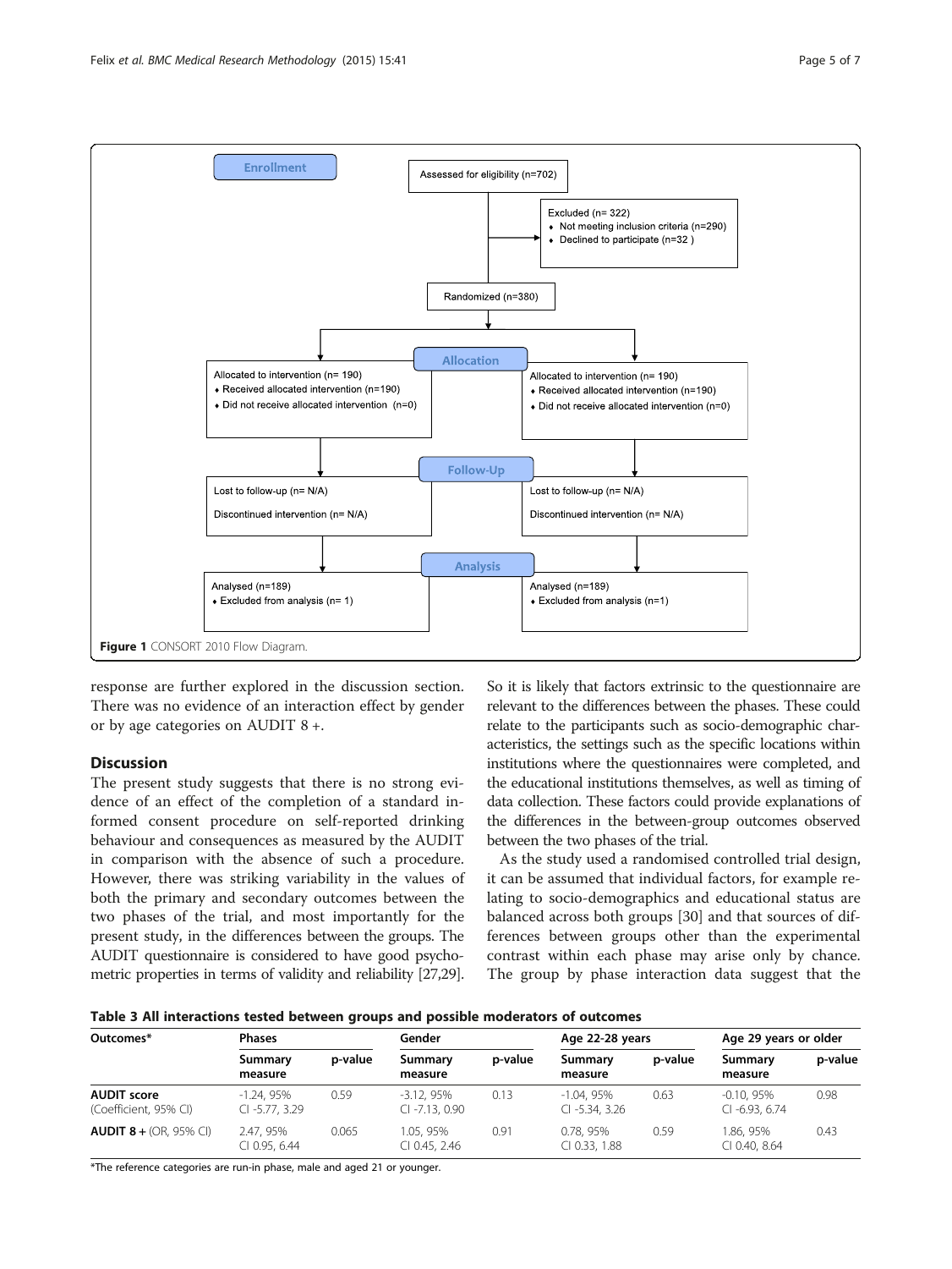Enrollment

Assessed for eligibility (n=702)

Excluded (n= 322)
- Not meeting inclusion criteria (n=290)
- Declined to participate (n=32 )

Randomized (n=380)

Allocation

| Allocated to intervention (n= 190) | Allocated to intervention (n= 190) |
|---|---|
| Received allocated intervention (n=190) | Received allocated intervention (n=190) |
| Did not receive allocated intervention (n=0) | Did not receive allocated intervention (n=0) |

Follow-Up

| Lost to follow-up (n= N/A) | Lost to follow-up (n= N/A) |
|---|---|
| Discontinued intervention (n= N/A) | Discontinued intervention (n= N/A) |

Analysis

| Analysed (n=189) | Analysed (n=189) |
|---|---|
| Excluded from analysis (n= 1) | Excluded from analysis (n=1) |

**Figure 1** CONSORT 2010 Flow Diagram.

response are further explored in the discussion section. There was no evidence of an interaction effect by gender or by age categories on AUDIT 8 +.

## Discussion

The present study suggests that there is no strong evidence of an effect of the completion of a standard informed consent procedure on self-reported drinking behaviour and consequences as measured by the AUDIT in comparison with the absence of such a procedure. However, there was striking variability in the values of both the primary and secondary outcomes between the two phases of the trial, and most importantly for the present study, in the differences between the groups. The AUDIT questionnaire is considered to have good psychometric properties in terms of validity and reliability [27,29]. So it is likely that factors extrinsic to the questionnaire are relevant to the differences between the phases. These could relate to the participants such as socio-demographic characteristics, the settings such as the specific locations within institutions where the questionnaires were completed, and the educational institutions themselves, as well as timing of data collection. These factors could provide explanations of the differences in the between-group outcomes observed between the two phases of the trial.

As the study used a randomised controlled trial design, it can be assumed that individual factors, for example relating to socio-demographics and educational status are balanced across both groups [30] and that sources of differences between groups other than the experimental contrast within each phase may arise only by chance. The group by phase interaction data suggest that the

**Table 3 All interactions tested between groups and possible moderators of outcomes**

| Outcomes* | Phases | | Gender | | Age 22-28 years | | Age 29 years or older | |
|---|---|---|---|---|---|---|---|---|
| | Summary measure | p-value | Summary measure | p-value | Summary measure | p-value | Summary measure | p-value |
| **AUDIT score** (Coefficient, 95% CI) | -1.24, 95% CI -5.77, 3.29 | 0.59 | -3.12, 95% CI -7.13, 0.90 | 0.13 | -1.04, 95% CI -5.34, 3.26 | 0.63 | -0.10, 95% CI -6.93, 6.74 | 0.98 |
| **AUDIT 8 +** (OR, 95% CI) | 2.47, 95% CI 0.95, 6.44 | 0.065 | 1.05, 95% CI 0.45, 2.46 | 0.91 | 0.78, 95% CI 0.33, 1.88 | 0.59 | 1.86, 95% CI 0.40, 8.64 | 0.43 |

*The reference categories are run-in phase, male and aged 21 or younger.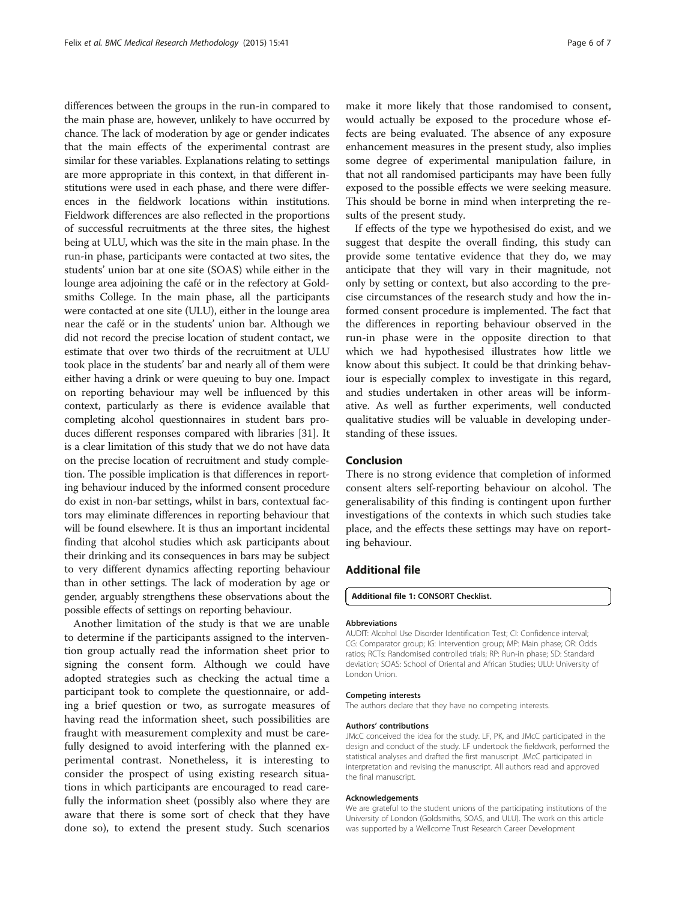differences between the groups in the run-in compared to the main phase are, however, unlikely to have occurred by chance. The lack of moderation by age or gender indicates that the main effects of the experimental contrast are similar for these variables. Explanations relating to settings are more appropriate in this context, in that different institutions were used in each phase, and there were differences in the fieldwork locations within institutions. Fieldwork differences are also reflected in the proportions of successful recruitments at the three sites, the highest being at ULU, which was the site in the main phase. In the run-in phase, participants were contacted at two sites, the students' union bar at one site (SOAS) while either in the lounge area adjoining the café or in the refectory at Goldsmiths College. In the main phase, all the participants were contacted at one site (ULU), either in the lounge area near the café or in the students' union bar. Although we did not record the precise location of student contact, we estimate that over two thirds of the recruitment at ULU took place in the students' bar and nearly all of them were either having a drink or were queuing to buy one. Impact on reporting behaviour may well be influenced by this context, particularly as there is evidence available that completing alcohol questionnaires in student bars produces different responses compared with libraries [31]. It is a clear limitation of this study that we do not have data on the precise location of recruitment and study completion. The possible implication is that differences in reporting behaviour induced by the informed consent procedure do exist in non-bar settings, whilst in bars, contextual factors may eliminate differences in reporting behaviour that will be found elsewhere. It is thus an important incidental finding that alcohol studies which ask participants about their drinking and its consequences in bars may be subject to very different dynamics affecting reporting behaviour than in other settings. The lack of moderation by age or gender, arguably strengthens these observations about the possible effects of settings on reporting behaviour.

Another limitation of the study is that we are unable to determine if the participants assigned to the intervention group actually read the information sheet prior to signing the consent form. Although we could have adopted strategies such as checking the actual time a participant took to complete the questionnaire, or adding a brief question or two, as surrogate measures of having read the information sheet, such possibilities are fraught with measurement complexity and must be carefully designed to avoid interfering with the planned experimental contrast. Nonetheless, it is interesting to consider the prospect of using existing research situations in which participants are encouraged to read carefully the information sheet (possibly also where they are aware that there is some sort of check that they have done so), to extend the present study. Such scenarios make it more likely that those randomised to consent, would actually be exposed to the procedure whose effects are being evaluated. The absence of any exposure enhancement measures in the present study, also implies some degree of experimental manipulation failure, in that not all randomised participants may have been fully exposed to the possible effects we were seeking measure. This should be borne in mind when interpreting the results of the present study.

If effects of the type we hypothesised do exist, and we suggest that despite the overall finding, this study can provide some tentative evidence that they do, we may anticipate that they will vary in their magnitude, not only by setting or context, but also according to the precise circumstances of the research study and how the informed consent procedure is implemented. The fact that the differences in reporting behaviour observed in the run-in phase were in the opposite direction to that which we had hypothesised illustrates how little we know about this subject. It could be that drinking behaviour is especially complex to investigate in this regard, and studies undertaken in other areas will be informative. As well as further experiments, well conducted qualitative studies will be valuable in developing understanding of these issues.

## Conclusion

There is no strong evidence that completion of informed consent alters self-reporting behaviour on alcohol. The generalisability of this finding is contingent upon further investigations of the contexts in which such studies take place, and the effects these settings may have on reporting behaviour.

## Additional file

**Additional file 1: CONSORT Checklist.**

#### Abbreviations

AUDIT: Alcohol Use Disorder Identification Test; CI: Confidence interval; CG: Comparator group; IG: Intervention group; MP: Main phase; OR: Odds ratios; RCTs: Randomised controlled trials; RP: Run-in phase; SD: Standard deviation; SOAS: School of Oriental and African Studies; ULU: University of London Union.

#### Competing interests

The authors declare that they have no competing interests.

#### Authors' contributions

JMcC conceived the idea for the study. LF, PK, and JMcC participated in the design and conduct of the study. LF undertook the fieldwork, performed the statistical analyses and drafted the first manuscript. JMcC participated in interpretation and revising the manuscript. All authors read and approved the final manuscript.

#### Acknowledgements

We are grateful to the student unions of the participating institutions of the University of London (Goldsmiths, SOAS, and ULU). The work on this article was supported by a Wellcome Trust Research Career Development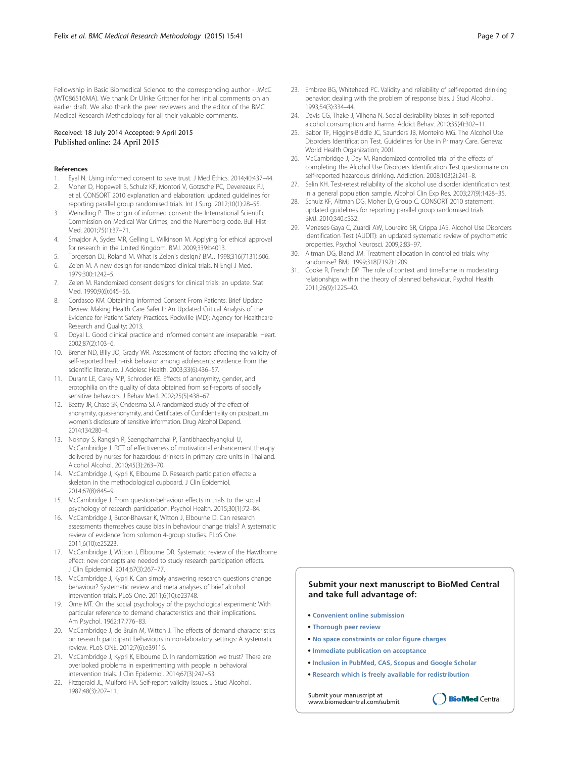Fellowship in Basic Biomedical Science to the corresponding author - JMcC (WT086516MA). We thank Dr Ulrike Grittner for her initial comments on an earlier draft. We also thank the peer reviewers and the editor of the BMC Medical Research Methodology for all their valuable comments.

Received: 18 July 2014 Accepted: 9 April 2015
Published online: 24 April 2015

## References

1. Eyal N. Using informed consent to save trust. J Med Ethics. 2014;40:437–44.
2. Moher D, Hopewell S, Schulz KF, Montori V, Gotzsche PC, Devereaux PJ, et al. CONSORT 2010 explanation and elaboration: updated guidelines for reporting parallel group randomised trials. Int J Surg. 2012;10(1):28–55.
3. Weindling P. The origin of informed consent: the International Scientific Commission on Medical War Crimes, and the Nuremberg code. Bull Hist Med. 2001;75(1):37–71.
4. Smajdor A, Sydes MR, Gelling L, Wilkinson M. Applying for ethical approval for research in the United Kingdom. BMJ. 2009;339:b4013.
5. Torgerson DJ, Roland M. What is Zelen's design? BMJ. 1998;316(7131):606.
6. Zelen M. A new design for randomized clinical trials. N Engl J Med. 1979;300:1242–5.
7. Zelen M. Randomized consent designs for clinical trials: an update. Stat Med. 1990;9(6):645–56.
8. Cordasco KM. Obtaining Informed Consent From Patients: Brief Update Review. Making Health Care Safer II: An Updated Critical Analysis of the Evidence for Patient Safety Practices. Rockville (MD): Agency for Healthcare Research and Quality; 2013.
9. Doyal L. Good clinical practice and informed consent are inseparable. Heart. 2002;87(2):103–6.
10. Brener ND, Billy JO, Grady WR. Assessment of factors affecting the validity of self-reported health-risk behavior among adolescents: evidence from the scientific literature. J Adolesc Health. 2003;33(6):436–57.
11. Durant LE, Carey MP, Schroder KE. Effects of anonymity, gender, and erotophilia on the quality of data obtained from self-reports of socially sensitive behaviors. J Behav Med. 2002;25(5):438–67.
12. Beatty JR, Chase SK, Ondersma SJ. A randomized study of the effect of anonymity, quasi-anonymity, and Certificates of Confidentiality on postpartum women's disclosure of sensitive information. Drug Alcohol Depend. 2014;134:280–4.
13. Noknoy S, Rangsin R, Saengcharnchai P, Tantibhaedhyangkul U, McCambridge J. RCT of effectiveness of motivational enhancement therapy delivered by nurses for hazardous drinkers in primary care units in Thailand. Alcohol Alcohol. 2010;45(3):263–70.
14. McCambridge J, Kypri K, Elbourne D. Research participation effects: a skeleton in the methodological cupboard. J Clin Epidemiol. 2014;67(8):845–9.
15. McCambridge J. From question-behaviour effects in trials to the social psychology of research participation. Psychol Health. 2015;30(1):72–84.
16. McCambridge J, Butor-Bhavsar K, Witton J, Elbourne D. Can research assessments themselves cause bias in behaviour change trials? A systematic review of evidence from solomon 4-group studies. PLoS One. 2011;6(10):e25223.
17. McCambridge J, Witton J, Elbourne DR. Systematic review of the Hawthorne effect: new concepts are needed to study research participation effects. J Clin Epidemiol. 2014;67(3):267–77.
18. McCambridge J, Kypri K. Can simply answering research questions change behaviour? Systematic review and meta analyses of brief alcohol intervention trials. PLoS One. 2011;6(10):e23748.
19. Orne MT. On the social psychology of the psychological experiment: With particular reference to demand characteristics and their implications. Am Psychol. 1962;17:776–83.
20. McCambridge J, de Bruin M, Witton J. The effects of demand characteristics on research participant behaviours in non-laboratory settings: A systematic review. PLoS ONE. 2012;7(6):e39116.
21. McCambridge J, Kypri K, Elbourne D. In randomization we trust? There are overlooked problems in experimenting with people in behavioral intervention trials. J Clin Epidemiol. 2014;67(3):247–53.
22. Fitzgerald JL, Mulford HA. Self-report validity issues. J Stud Alcohol. 1987;48(3):207–11.
23. Embree BG, Whitehead PC. Validity and reliability of self-reported drinking behavior: dealing with the problem of response bias. J Stud Alcohol. 1993;54(3):334–44.
24. Davis CG, Thake J, Vilhena N. Social desirability biases in self-reported alcohol consumption and harms. Addict Behav. 2010;35(4):302–11.
25. Babor TF, Higgins-Biddle JC, Saunders JB, Monteiro MG. The Alcohol Use Disorders Identification Test. Guidelines for Use in Primary Care. Geneva: World Health Organization; 2001.
26. McCambridge J, Day M. Randomized controlled trial of the effects of completing the Alcohol Use Disorders Identification Test questionnaire on self-reported hazardous drinking. Addiction. 2008;103(2):241–8.
27. Selin KH. Test-retest reliability of the alcohol use disorder identification test in a general population sample. Alcohol Clin Exp Res. 2003;27(9):1428–35.
28. Schulz KF, Altman DG, Moher D, Group C. CONSORT 2010 statement: updated guidelines for reporting parallel group randomised trials. BMJ. 2010;340:c332.
29. Meneses-Gaya C, Zuardi AW, Loureiro SR, Crippa JAS. Alcohol Use Disorders Identification Test (AUDIT): an updated systematic review of psychometric properties. Psychol Neurosci. 2009;2:83–97.
30. Altman DG, Bland JM. Treatment allocation in controlled trials: why randomise? BMJ. 1999;318(7192):1209.
31. Cooke R, French DP. The role of context and timeframe in moderating relationships within the theory of planned behaviour. Psychol Health. 2011;26(9):1225–40.

**Submit your next manuscript to BioMed Central and take full advantage of:**

- **Convenient online submission**
- **Thorough peer review**
- **No space constraints or color figure charges**
- **Immediate publication on acceptance**
- **Inclusion in PubMed, CAS, Scopus and Google Scholar**
- **Research which is freely available for redistribution**

Submit your manuscript at
www.biomedcentral.com/submit

BioMed Central